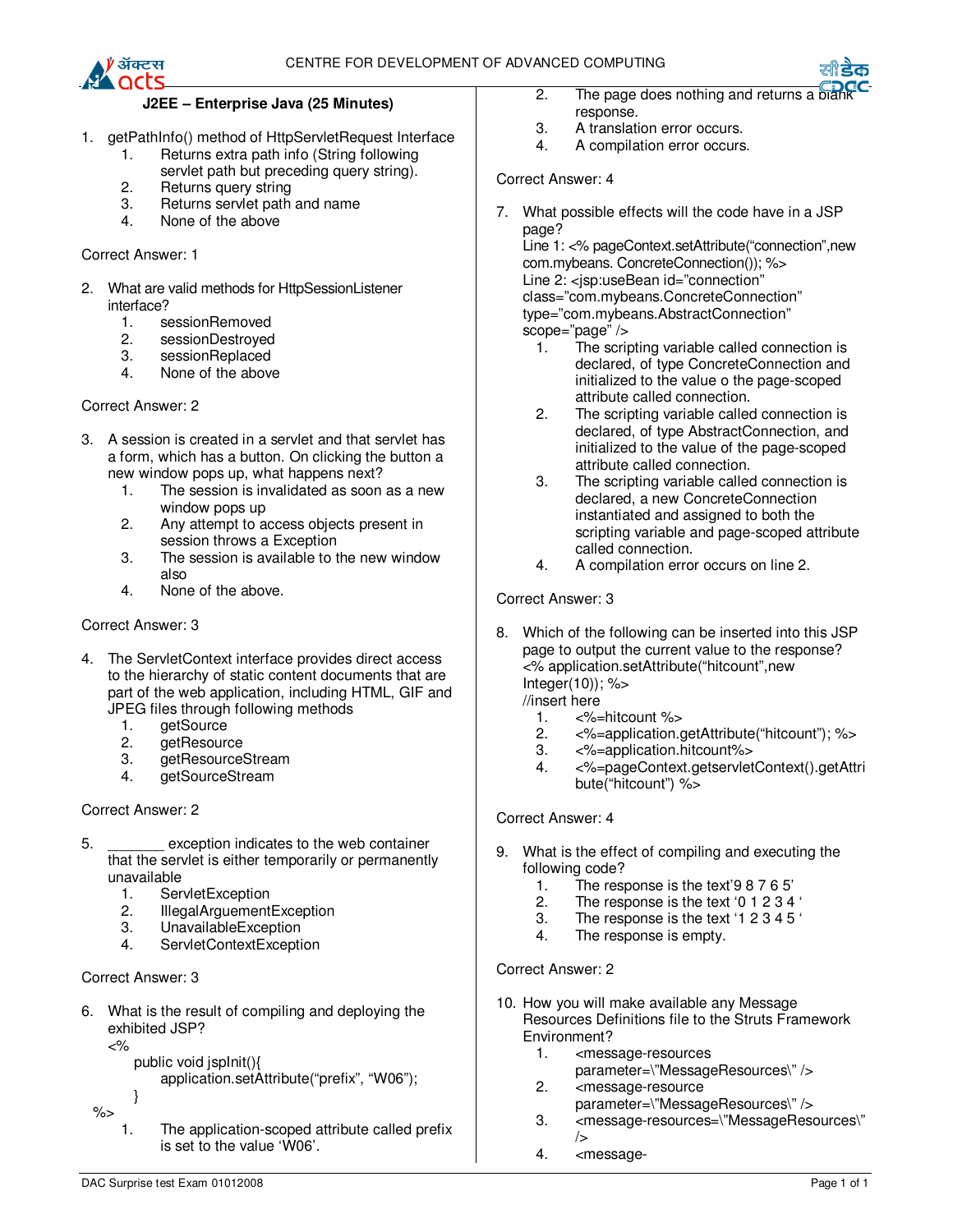CENTRE FOR DEVELOPMENT OF ADVANCED COMPUTING

## J2EE – Enterprise Java (25 Minutes)

1. getPathInfo() method of HttpServletRequest Interface
   1. Returns extra path info (String following servlet path but preceding query string).
   2. Returns query string
   3. Returns servlet path and name
   4. None of the above

Correct Answer: 1

2. What are valid methods for HttpSessionListener interface?
   1. sessionRemoved
   2. sessionDestroyed
   3. sessionReplaced
   4. None of the above

Correct Answer: 2

3. A session is created in a servlet and that servlet has a form, which has a button. On clicking the button a new window pops up, what happens next?
   1. The session is invalidated as soon as a new window pops up
   2. Any attempt to access objects present in session throws a Exception
   3. The session is available to the new window also
   4. None of the above.

Correct Answer: 3

4. The ServletContext interface provides direct access to the hierarchy of static content documents that are part of the web application, including HTML, GIF and JPEG files through following methods
   1. getSource
   2. getResource
   3. getResourceStream
   4. getSourceStream

Correct Answer: 2

5. _______ exception indicates to the web container that the servlet is either temporarily or permanently unavailable
   1. ServletException
   2. IllegalArguementException
   3. UnavailableException
   4. ServletContextException

Correct Answer: 3

6. What is the result of compiling and deploying the exhibited JSP?

```
<%
    public void jspInit(){
        application.setAttribute("prefix", "W06");
    }
%>
```

   1. The application-scoped attribute called prefix is set to the value 'W06'.
   2. The page does nothing and returns a blank response.
   3. A translation error occurs.
   4. A compilation error occurs.

Correct Answer: 4

7. What possible effects will the code have in a JSP page?
   Line 1: <% pageContext.setAttribute("connection",new com.mybeans. ConcreteConnection()); %>
   Line 2: <jsp:useBean id="connection" class="com.mybeans.ConcreteConnection" type="com.mybeans.AbstractConnection" scope="page" />
   1. The scripting variable called connection is declared, of type ConcreteConnection and initialized to the value o the page-scoped attribute called connection.
   2. The scripting variable called connection is declared, of type AbstractConnection, and initialized to the value of the page-scoped attribute called connection.
   3. The scripting variable called connection is declared, a new ConcreteConnection instantiated and assigned to both the scripting variable and page-scoped attribute called connection.
   4. A compilation error occurs on line 2.

Correct Answer: 3

8. Which of the following can be inserted into this JSP page to output the current value to the response?
   <% application.setAttribute("hitcount",new Integer(10)); %>
   //insert here
   1. <%=hitcount %>
   2. <%=application.getAttribute("hitcount"); %>
   3. <%=application.hitcount%>
   4. <%=pageContext.getservletContext().getAttribute("hitcount") %>

Correct Answer: 4

9. What is the effect of compiling and executing the following code?
   1. The response is the text'9 8 7 6 5'
   2. The response is the text '0 1 2 3 4 '
   3. The response is the text '1 2 3 4 5 '
   4. The response is empty.

Correct Answer: 2

10. How you will make available any Message Resources Definitions file to the Struts Framework Environment?
    1. <message-resources parameter=\"MessageResources\" />
    2. <message-resource parameter=\"MessageResources\" />
    3. <message-resources=\"MessageResources\" />
    4. <message-

DAC Surprise test Exam 01012008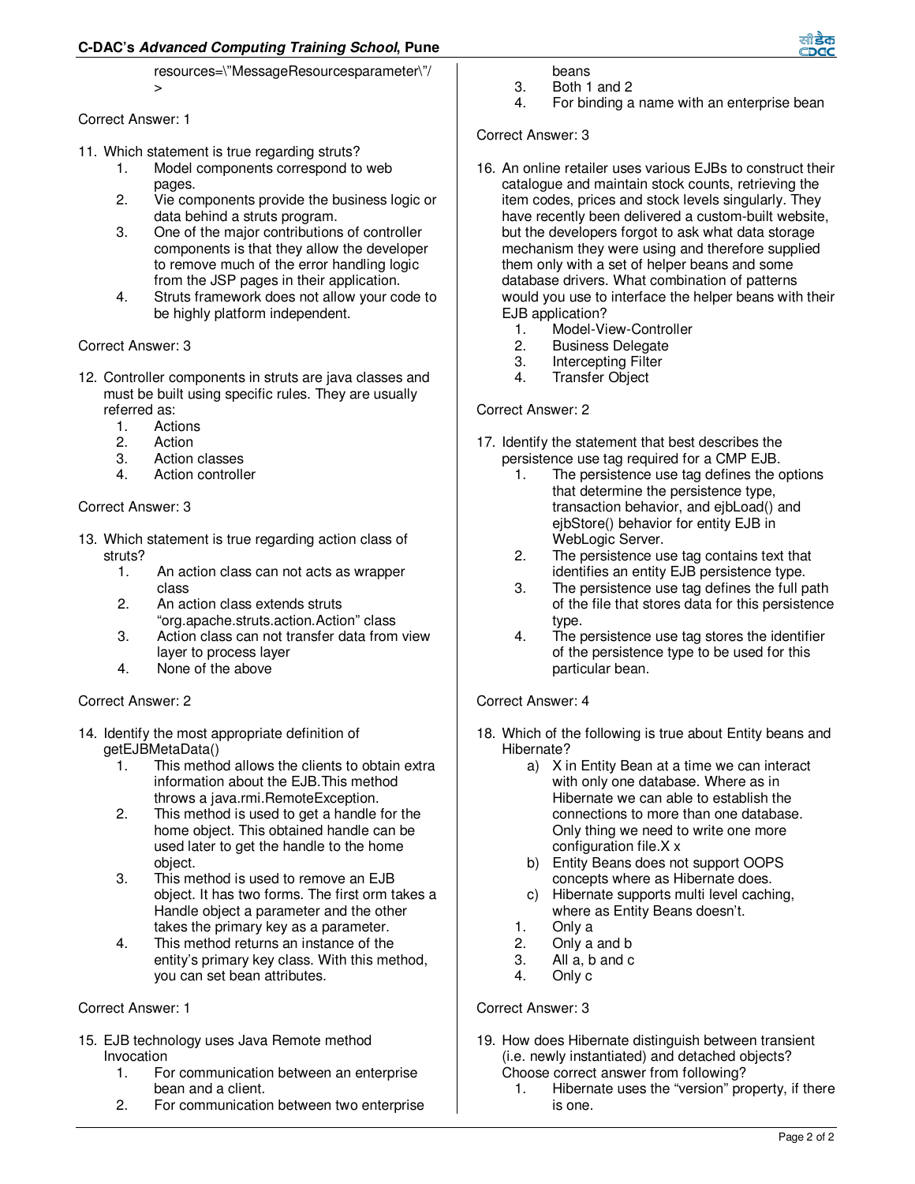resources=\"MessageResourcesparameter\"/
>

Correct Answer: 1

11. Which statement is true regarding struts?
    1. Model components correspond to web pages.
    2. Vie components provide the business logic or data behind a struts program.
    3. One of the major contributions of controller components is that they allow the developer to remove much of the error handling logic from the JSP pages in their application.
    4. Struts framework does not allow your code to be highly platform independent.

Correct Answer: 3

12. Controller components in struts are java classes and must be built using specific rules. They are usually referred as:
    1. Actions
    2. Action
    3. Action classes
    4. Action controller

Correct Answer: 3

13. Which statement is true regarding action class of struts?
    1. An action class can not acts as wrapper class
    2. An action class extends struts "org.apache.struts.action.Action" class
    3. Action class can not transfer data from view layer to process layer
    4. None of the above

Correct Answer: 2

14. Identify the most appropriate definition of getEJBMetaData()
    1. This method allows the clients to obtain extra information about the EJB.This method throws a java.rmi.RemoteException.
    2. This method is used to get a handle for the home object. This obtained handle can be used later to get the handle to the home object.
    3. This method is used to remove an EJB object. It has two forms. The first orm takes a Handle object a parameter and the other takes the primary key as a parameter.
    4. This method returns an instance of the entity's primary key class. With this method, you can set bean attributes.

Correct Answer: 1

15. EJB technology uses Java Remote method Invocation
    1. For communication between an enterprise bean and a client.
    2. For communication between two enterprise beans
    3. Both 1 and 2
    4. For binding a name with an enterprise bean

Correct Answer: 3

16. An online retailer uses various EJBs to construct their catalogue and maintain stock counts, retrieving the item codes, prices and stock levels singularly. They have recently been delivered a custom-built website, but the developers forgot to ask what data storage mechanism they were using and therefore supplied them only with a set of helper beans and some database drivers. What combination of patterns would you use to interface the helper beans with their EJB application?
    1. Model-View-Controller
    2. Business Delegate
    3. Intercepting Filter
    4. Transfer Object

Correct Answer: 2

17. Identify the statement that best describes the persistence use tag required for a CMP EJB.
    1. The persistence use tag defines the options that determine the persistence type, transaction behavior, and ejbLoad() and ejbStore() behavior for entity EJB in WebLogic Server.
    2. The persistence use tag contains text that identifies an entity EJB persistence type.
    3. The persistence use tag defines the full path of the file that stores data for this persistence type.
    4. The persistence use tag stores the identifier of the persistence type to be used for this particular bean.

Correct Answer: 4

18. Which of the following is true about Entity beans and Hibernate?
    a) X in Entity Bean at a time we can interact with only one database. Where as in Hibernate we can able to establish the connections to more than one database. Only thing we need to write one more configuration file.X x
    b) Entity Beans does not support OOPS concepts where as Hibernate does.
    c) Hibernate supports multi level caching, where as Entity Beans doesn't.
    1. Only a
    2. Only a and b
    3. All a, b and c
    4. Only c

Correct Answer: 3

19. How does Hibernate distinguish between transient (i.e. newly instantiated) and detached objects? Choose correct answer from following?
    1. Hibernate uses the "version" property, if there is one.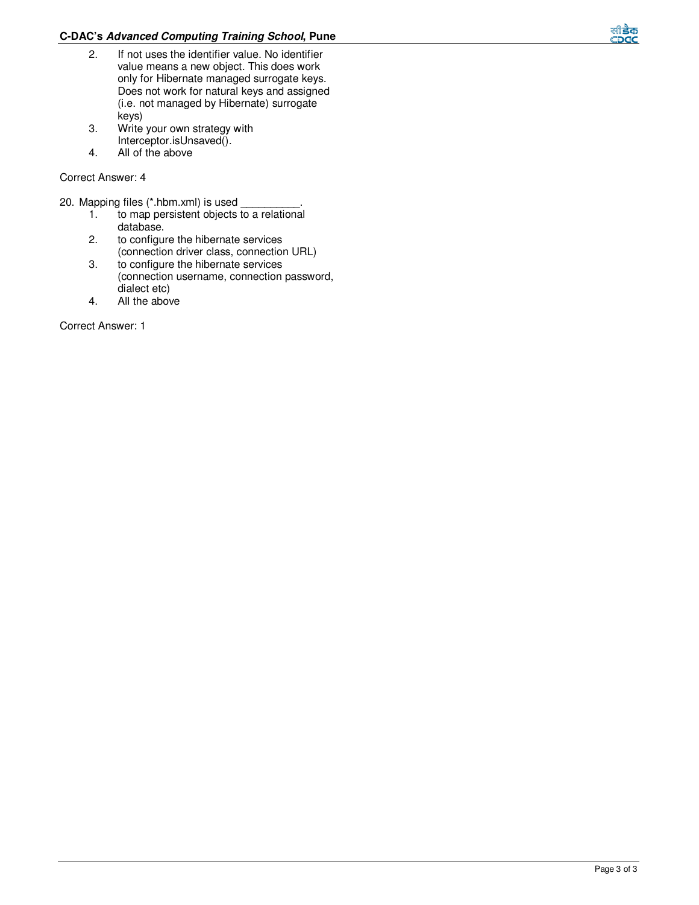2. If not uses the identifier value. No identifier value means a new object. This does work only for Hibernate managed surrogate keys. Does not work for natural keys and assigned (i.e. not managed by Hibernate) surrogate keys)
3. Write your own strategy with Interceptor.isUnsaved().
4. All of the above

Correct Answer: 4

20. Mapping files (*.hbm.xml) is used __________.
    1. to map persistent objects to a relational database.
    2. to configure the hibernate services (connection driver class, connection URL)
    3. to configure the hibernate services (connection username, connection password, dialect etc)
    4. All the above

Correct Answer: 1